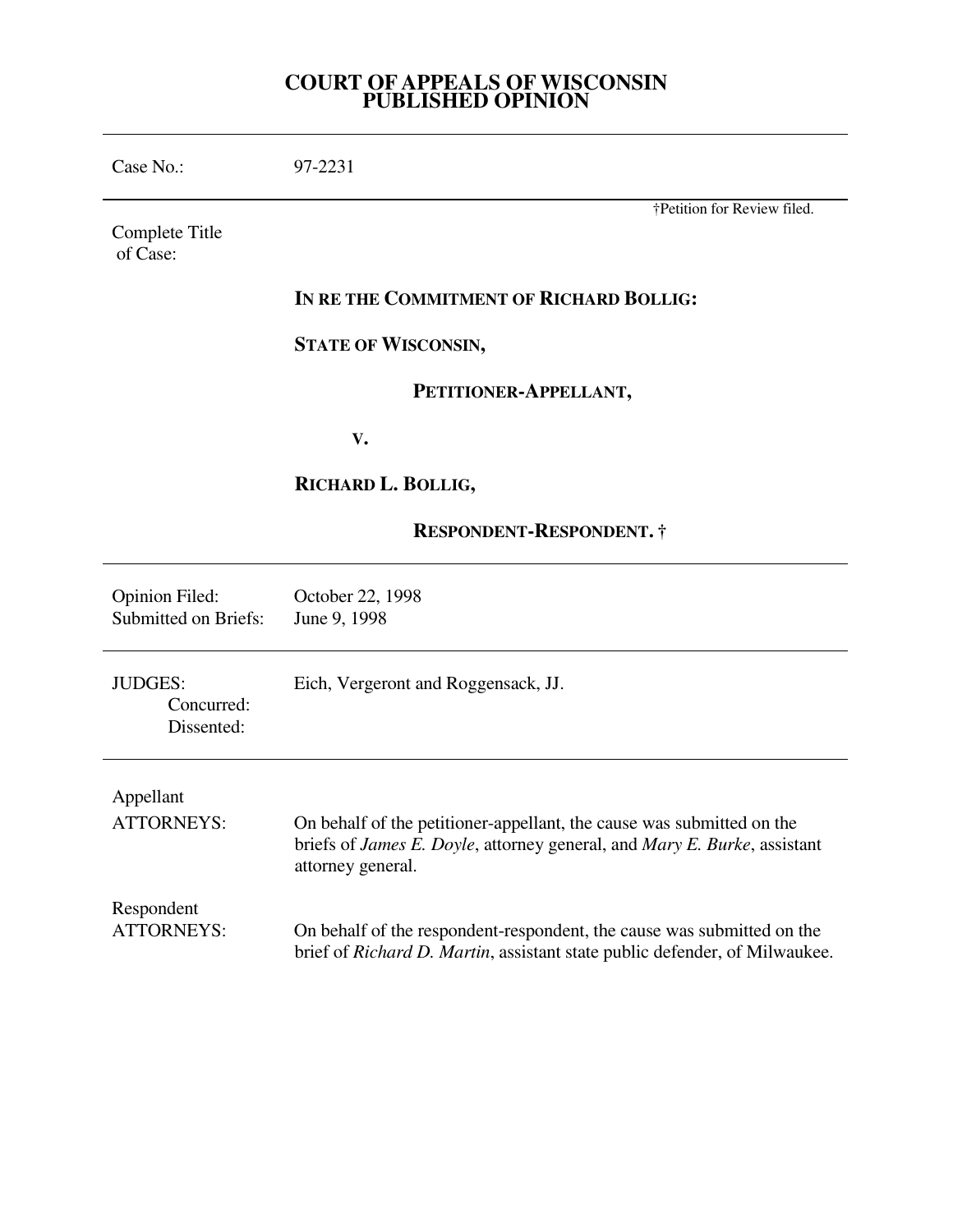# COURT OF APPEALS OF WISCONSIN
# PUBLISHED OPINION

---

Case No.: 97-2231

---

†Petition for Review filed.

Complete Title of Case:

**IN RE THE COMMITMENT OF RICHARD BOLLIG:**

**STATE OF WISCONSIN,**

**PETITIONER-APPELLANT,**

**V.**

**RICHARD L. BOLLIG,**

**RESPONDENT-RESPONDENT. †**

---

Opinion Filed: October 22, 1998
Submitted on Briefs: June 9, 1998

---

JUDGES: Eich, Vergeront and Roggensack, JJ.
Concurred:
Dissented:

---

Appellant
ATTORNEYS: On behalf of the petitioner-appellant, the cause was submitted on the briefs of *James E. Doyle*, attorney general, and *Mary E. Burke*, assistant attorney general.

Respondent
ATTORNEYS: On behalf of the respondent-respondent, the cause was submitted on the brief of *Richard D. Martin*, assistant state public defender, of Milwaukee.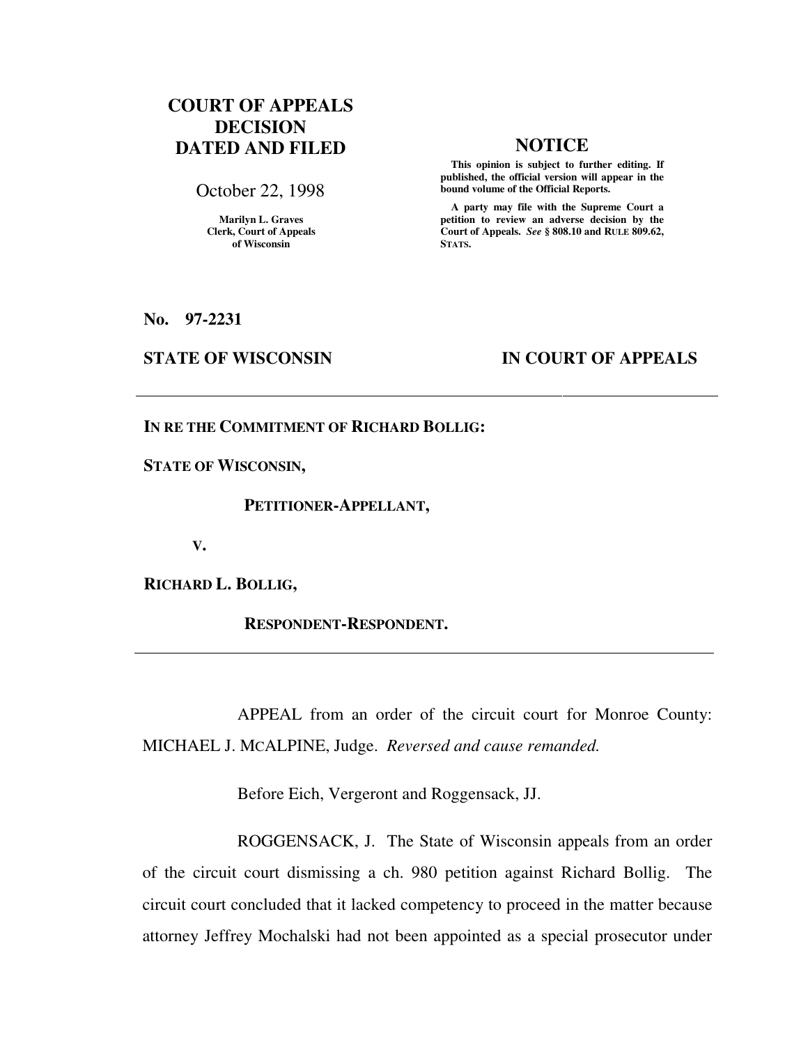# COURT OF APPEALS DECISION DATED AND FILED

October 22, 1998

Marilyn L. Graves
Clerk, Court of Appeals
of Wisconsin

## NOTICE

**This opinion is subject to further editing. If published, the official version will appear in the bound volume of the Official Reports.**

**A party may file with the Supreme Court a petition to review an adverse decision by the Court of Appeals. *See* § 808.10 and RULE 809.62, STATS.**

**No. 97-2231**

**STATE OF WISCONSIN** **IN COURT OF APPEALS**

---

**IN RE THE COMMITMENT OF RICHARD BOLLIG:**

**STATE OF WISCONSIN,**

**PETITIONER-APPELLANT,**

**V.**

**RICHARD L. BOLLIG,**

**RESPONDENT-RESPONDENT.**

---

APPEAL from an order of the circuit court for Monroe County: MICHAEL J. MCALPINE, Judge. *Reversed and cause remanded.*

Before Eich, Vergeront and Roggensack, JJ.

ROGGENSACK, J. The State of Wisconsin appeals from an order of the circuit court dismissing a ch. 980 petition against Richard Bollig. The circuit court concluded that it lacked competency to proceed in the matter because attorney Jeffrey Mochalski had not been appointed as a special prosecutor under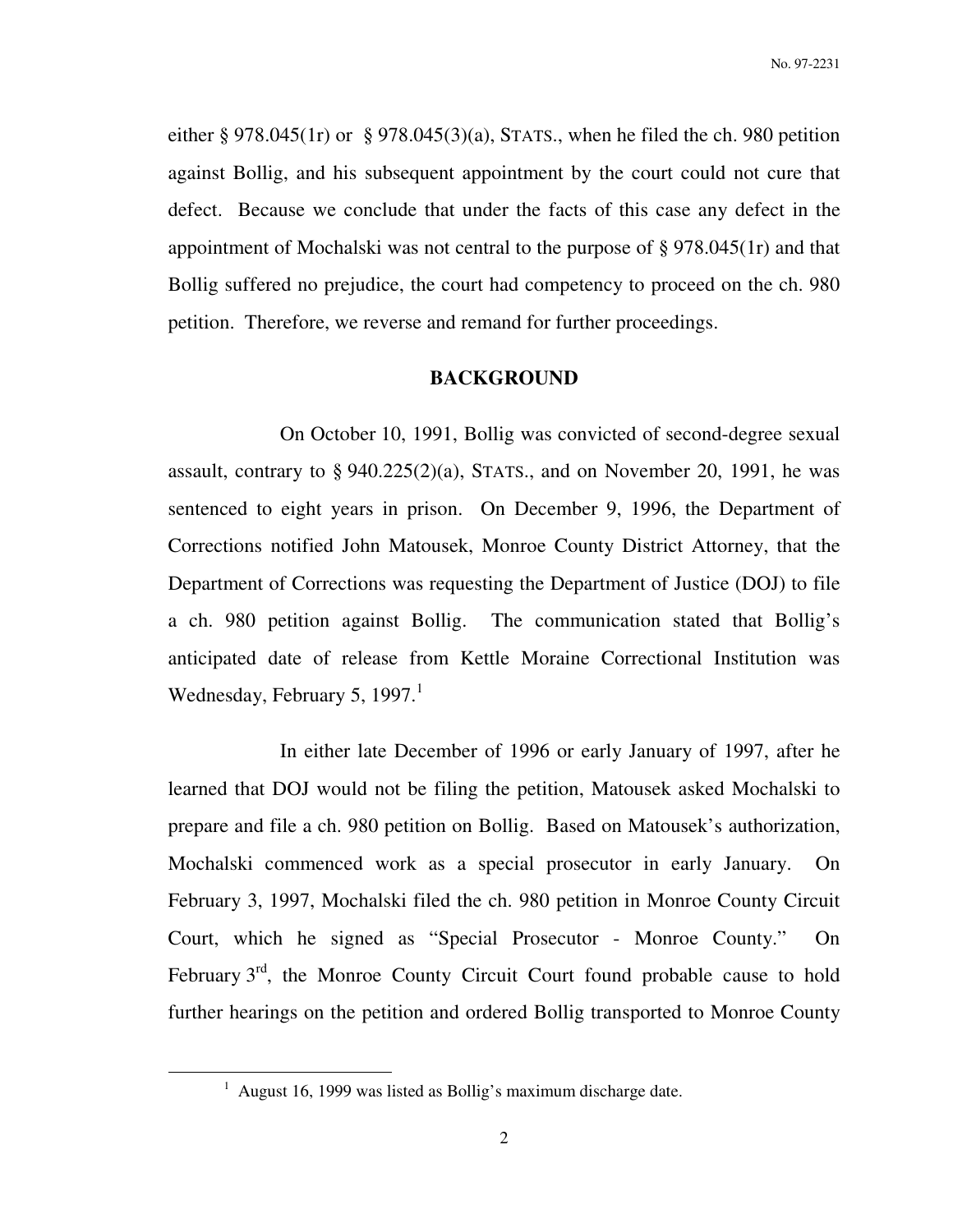either § 978.045(1r) or § 978.045(3)(a), STATS., when he filed the ch. 980 petition against Bollig, and his subsequent appointment by the court could not cure that defect. Because we conclude that under the facts of this case any defect in the appointment of Mochalski was not central to the purpose of § 978.045(1r) and that Bollig suffered no prejudice, the court had competency to proceed on the ch. 980 petition. Therefore, we reverse and remand for further proceedings.

## BACKGROUND

On October 10, 1991, Bollig was convicted of second-degree sexual assault, contrary to § 940.225(2)(a), STATS., and on November 20, 1991, he was sentenced to eight years in prison. On December 9, 1996, the Department of Corrections notified John Matousek, Monroe County District Attorney, that the Department of Corrections was requesting the Department of Justice (DOJ) to file a ch. 980 petition against Bollig. The communication stated that Bollig's anticipated date of release from Kettle Moraine Correctional Institution was Wednesday, February 5, 1997.[1]

In either late December of 1996 or early January of 1997, after he learned that DOJ would not be filing the petition, Matousek asked Mochalski to prepare and file a ch. 980 petition on Bollig. Based on Matousek's authorization, Mochalski commenced work as a special prosecutor in early January. On February 3, 1997, Mochalski filed the ch. 980 petition in Monroe County Circuit Court, which he signed as "Special Prosecutor - Monroe County." On February 3rd, the Monroe County Circuit Court found probable cause to hold further hearings on the petition and ordered Bollig transported to Monroe County

[1] August 16, 1999 was listed as Bollig's maximum discharge date.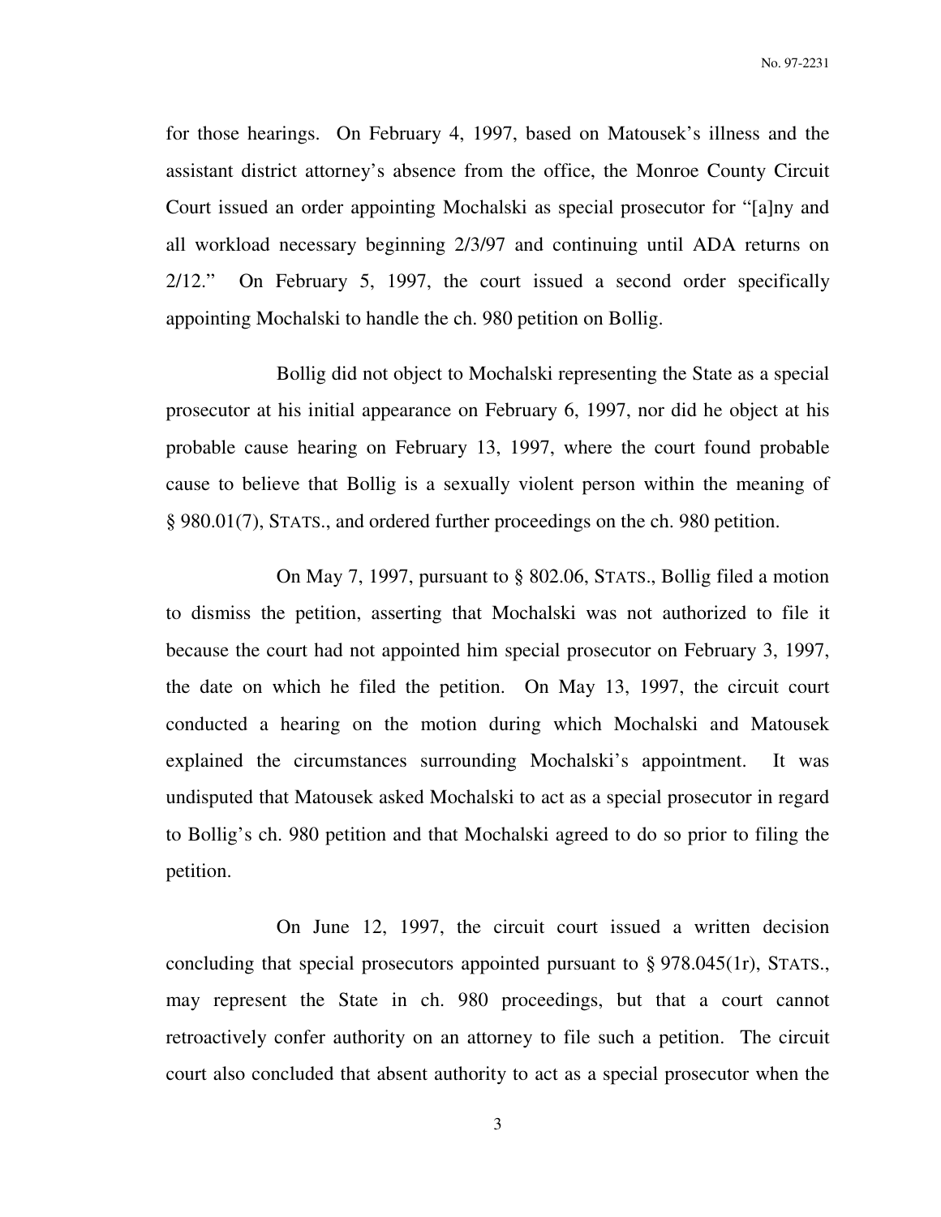for those hearings. On February 4, 1997, based on Matousek's illness and the assistant district attorney's absence from the office, the Monroe County Circuit Court issued an order appointing Mochalski as special prosecutor for "[a]ny and all workload necessary beginning 2/3/97 and continuing until ADA returns on 2/12." On February 5, 1997, the court issued a second order specifically appointing Mochalski to handle the ch. 980 petition on Bollig.

Bollig did not object to Mochalski representing the State as a special prosecutor at his initial appearance on February 6, 1997, nor did he object at his probable cause hearing on February 13, 1997, where the court found probable cause to believe that Bollig is a sexually violent person within the meaning of § 980.01(7), STATS., and ordered further proceedings on the ch. 980 petition.

On May 7, 1997, pursuant to § 802.06, STATS., Bollig filed a motion to dismiss the petition, asserting that Mochalski was not authorized to file it because the court had not appointed him special prosecutor on February 3, 1997, the date on which he filed the petition. On May 13, 1997, the circuit court conducted a hearing on the motion during which Mochalski and Matousek explained the circumstances surrounding Mochalski's appointment. It was undisputed that Matousek asked Mochalski to act as a special prosecutor in regard to Bollig's ch. 980 petition and that Mochalski agreed to do so prior to filing the petition.

On June 12, 1997, the circuit court issued a written decision concluding that special prosecutors appointed pursuant to § 978.045(1r), STATS., may represent the State in ch. 980 proceedings, but that a court cannot retroactively confer authority on an attorney to file such a petition. The circuit court also concluded that absent authority to act as a special prosecutor when the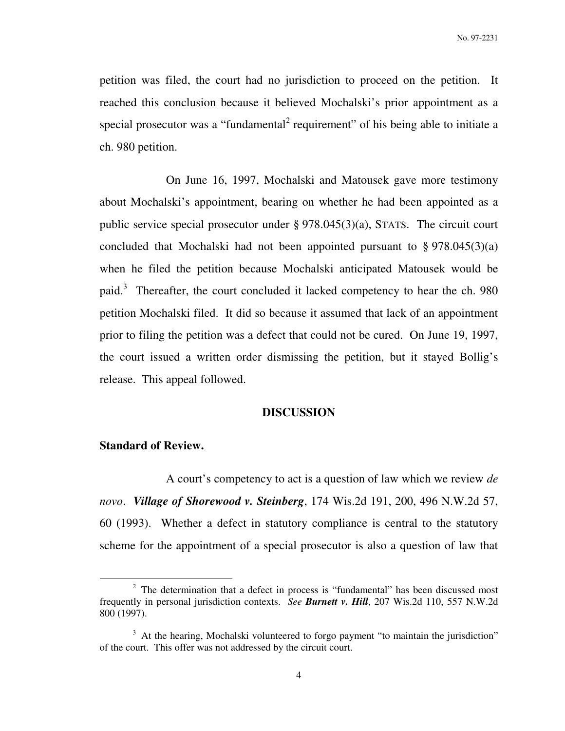petition was filed, the court had no jurisdiction to proceed on the petition. It reached this conclusion because it believed Mochalski's prior appointment as a special prosecutor was a "fundamental[2] requirement" of his being able to initiate a ch. 980 petition.

On June 16, 1997, Mochalski and Matousek gave more testimony about Mochalski's appointment, bearing on whether he had been appointed as a public service special prosecutor under § 978.045(3)(a), STATS. The circuit court concluded that Mochalski had not been appointed pursuant to § 978.045(3)(a) when he filed the petition because Mochalski anticipated Matousek would be paid.[3] Thereafter, the court concluded it lacked competency to hear the ch. 980 petition Mochalski filed. It did so because it assumed that lack of an appointment prior to filing the petition was a defect that could not be cured. On June 19, 1997, the court issued a written order dismissing the petition, but it stayed Bollig's release. This appeal followed.

## DISCUSSION

### Standard of Review.

A court's competency to act is a question of law which we review *de novo*. ***Village of Shorewood v. Steinberg***, 174 Wis.2d 191, 200, 496 N.W.2d 57, 60 (1993). Whether a defect in statutory compliance is central to the statutory scheme for the appointment of a special prosecutor is also a question of law that

---

[2] The determination that a defect in process is "fundamental" has been discussed most frequently in personal jurisdiction contexts. *See* ***Burnett v. Hill***, 207 Wis.2d 110, 557 N.W.2d 800 (1997).

[3] At the hearing, Mochalski volunteered to forgo payment "to maintain the jurisdiction" of the court. This offer was not addressed by the circuit court.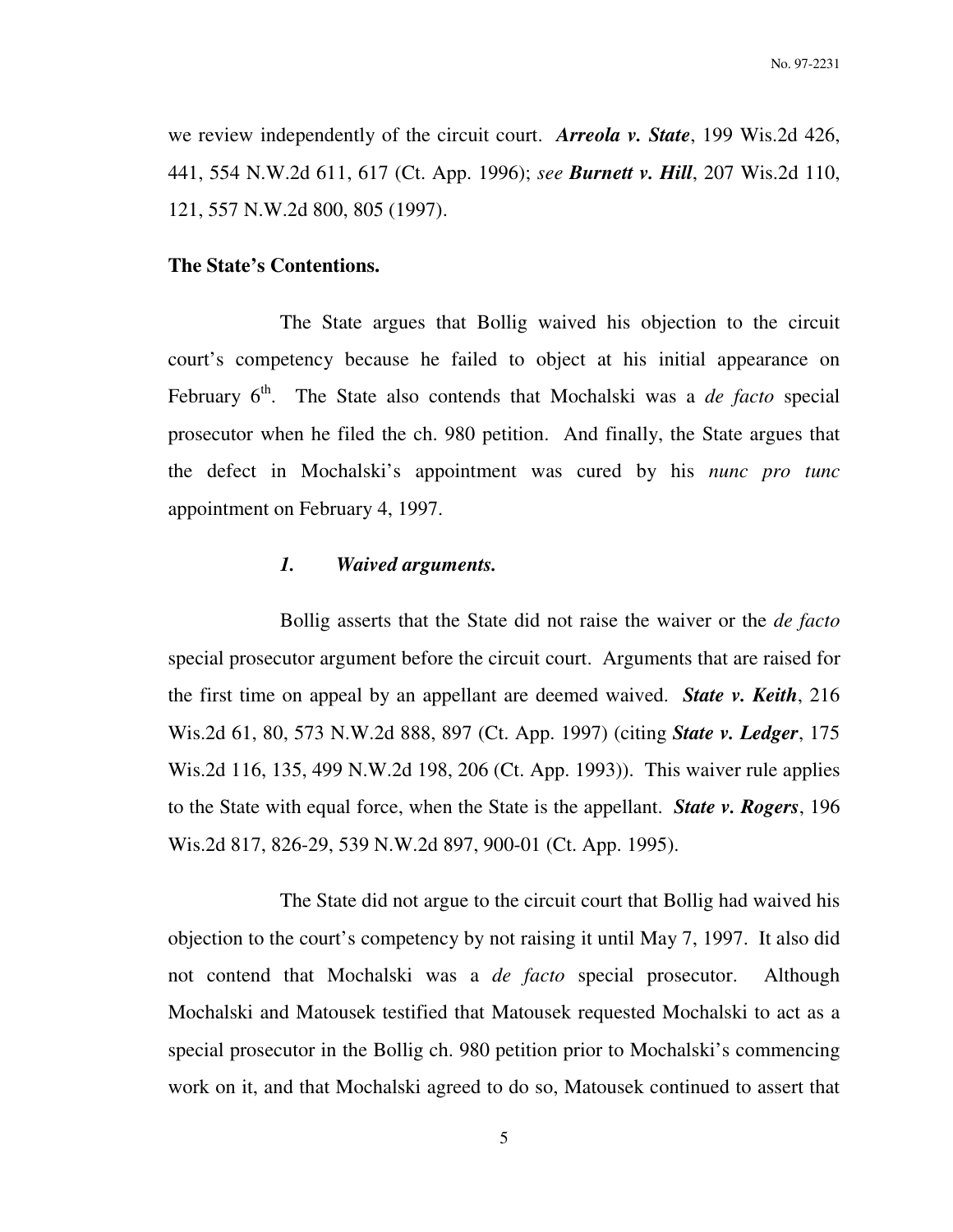we review independently of the circuit court. ***Arreola v. State***, 199 Wis.2d 426, 441, 554 N.W.2d 611, 617 (Ct. App. 1996); *see* ***Burnett v. Hill***, 207 Wis.2d 110, 121, 557 N.W.2d 800, 805 (1997).

**The State's Contentions.**

The State argues that Bollig waived his objection to the circuit court's competency because he failed to object at his initial appearance on February 6th. The State also contends that Mochalski was a *de facto* special prosecutor when he filed the ch. 980 petition. And finally, the State argues that the defect in Mochalski's appointment was cured by his *nunc pro tunc* appointment on February 4, 1997.

***1. Waived arguments.***

Bollig asserts that the State did not raise the waiver or the *de facto* special prosecutor argument before the circuit court. Arguments that are raised for the first time on appeal by an appellant are deemed waived. ***State v. Keith***, 216 Wis.2d 61, 80, 573 N.W.2d 888, 897 (Ct. App. 1997) (citing ***State v. Ledger***, 175 Wis.2d 116, 135, 499 N.W.2d 198, 206 (Ct. App. 1993)). This waiver rule applies to the State with equal force, when the State is the appellant. ***State v. Rogers***, 196 Wis.2d 817, 826-29, 539 N.W.2d 897, 900-01 (Ct. App. 1995).

The State did not argue to the circuit court that Bollig had waived his objection to the court's competency by not raising it until May 7, 1997. It also did not contend that Mochalski was a *de facto* special prosecutor. Although Mochalski and Matousek testified that Matousek requested Mochalski to act as a special prosecutor in the Bollig ch. 980 petition prior to Mochalski's commencing work on it, and that Mochalski agreed to do so, Matousek continued to assert that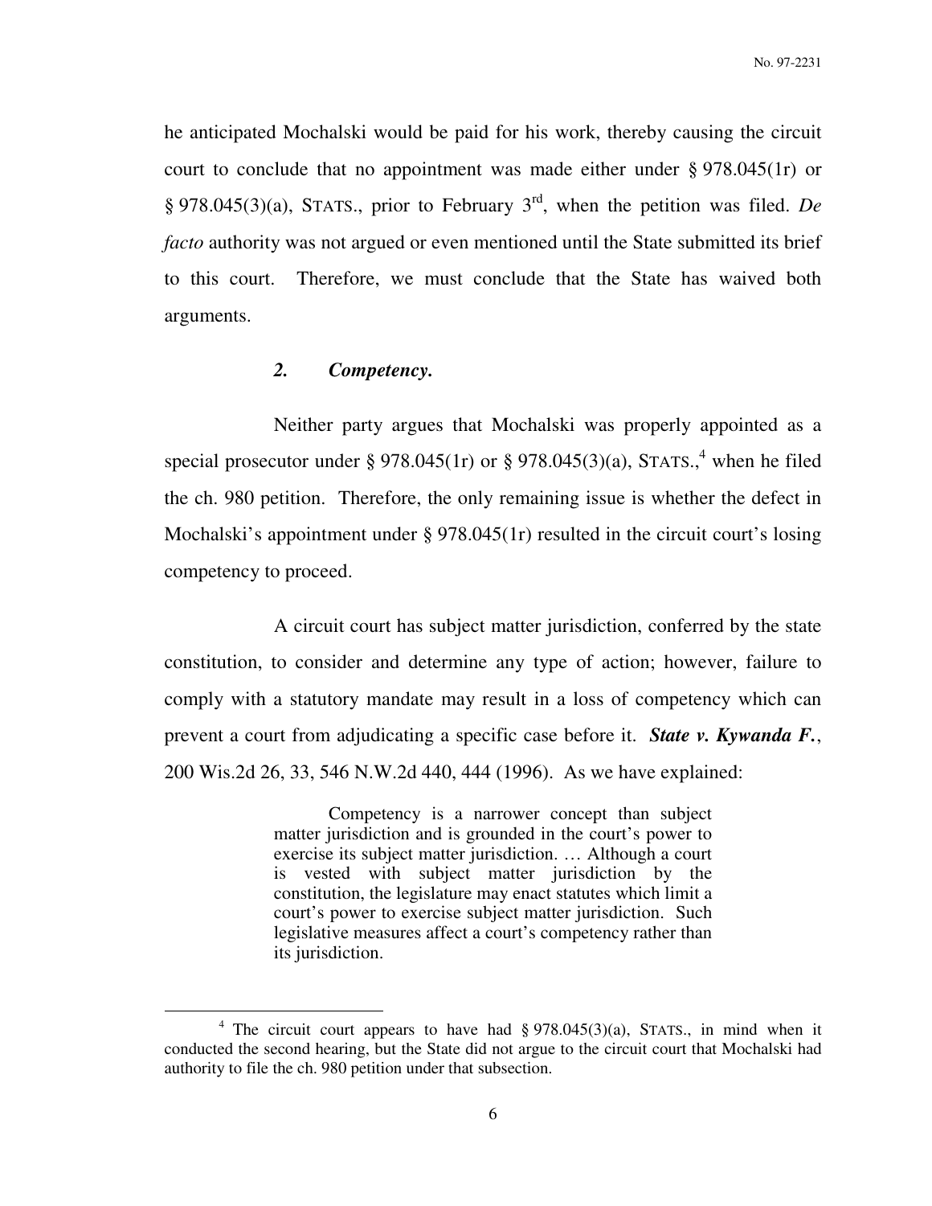he anticipated Mochalski would be paid for his work, thereby causing the circuit court to conclude that no appointment was made either under § 978.045(1r) or § 978.045(3)(a), STATS., prior to February 3rd, when the petition was filed. *De facto* authority was not argued or even mentioned until the State submitted its brief to this court. Therefore, we must conclude that the State has waived both arguments.

### *2. Competency.*

Neither party argues that Mochalski was properly appointed as a special prosecutor under § 978.045(1r) or § 978.045(3)(a), STATS.,[4] when he filed the ch. 980 petition. Therefore, the only remaining issue is whether the defect in Mochalski's appointment under § 978.045(1r) resulted in the circuit court's losing competency to proceed.

A circuit court has subject matter jurisdiction, conferred by the state constitution, to consider and determine any type of action; however, failure to comply with a statutory mandate may result in a loss of competency which can prevent a court from adjudicating a specific case before it. ***State v. Kywanda F.***, 200 Wis.2d 26, 33, 546 N.W.2d 440, 444 (1996). As we have explained:

> Competency is a narrower concept than subject matter jurisdiction and is grounded in the court's power to exercise its subject matter jurisdiction. … Although a court is vested with subject matter jurisdiction by the constitution, the legislature may enact statutes which limit a court's power to exercise subject matter jurisdiction. Such legislative measures affect a court's competency rather than its jurisdiction.

---

[4] The circuit court appears to have had § 978.045(3)(a), STATS., in mind when it conducted the second hearing, but the State did not argue to the circuit court that Mochalski had authority to file the ch. 980 petition under that subsection.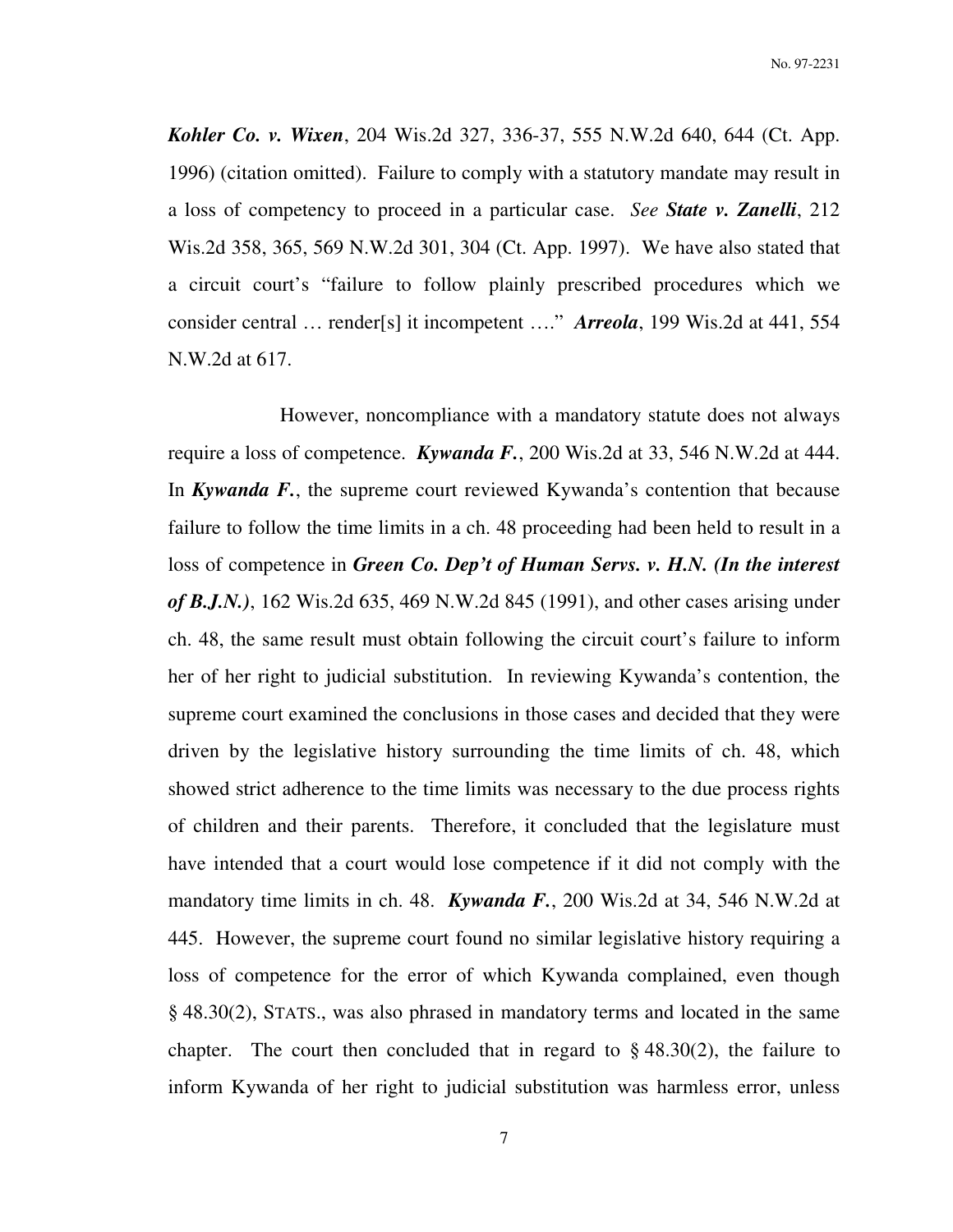***Kohler Co. v. Wixen***, 204 Wis.2d 327, 336-37, 555 N.W.2d 640, 644 (Ct. App. 1996) (citation omitted). Failure to comply with a statutory mandate may result in a loss of competency to proceed in a particular case. *See* ***State v. Zanelli***, 212 Wis.2d 358, 365, 569 N.W.2d 301, 304 (Ct. App. 1997). We have also stated that a circuit court's "failure to follow plainly prescribed procedures which we consider central … render[s] it incompetent …." ***Arreola***, 199 Wis.2d at 441, 554 N.W.2d at 617.

However, noncompliance with a mandatory statute does not always require a loss of competence. ***Kywanda F.***, 200 Wis.2d at 33, 546 N.W.2d at 444. In ***Kywanda F.***, the supreme court reviewed Kywanda's contention that because failure to follow the time limits in a ch. 48 proceeding had been held to result in a loss of competence in ***Green Co. Dep't of Human Servs. v. H.N. (In the interest of B.J.N.)***, 162 Wis.2d 635, 469 N.W.2d 845 (1991), and other cases arising under ch. 48, the same result must obtain following the circuit court's failure to inform her of her right to judicial substitution. In reviewing Kywanda's contention, the supreme court examined the conclusions in those cases and decided that they were driven by the legislative history surrounding the time limits of ch. 48, which showed strict adherence to the time limits was necessary to the due process rights of children and their parents. Therefore, it concluded that the legislature must have intended that a court would lose competence if it did not comply with the mandatory time limits in ch. 48. ***Kywanda F.***, 200 Wis.2d at 34, 546 N.W.2d at 445. However, the supreme court found no similar legislative history requiring a loss of competence for the error of which Kywanda complained, even though § 48.30(2), STATS., was also phrased in mandatory terms and located in the same chapter. The court then concluded that in regard to § 48.30(2), the failure to inform Kywanda of her right to judicial substitution was harmless error, unless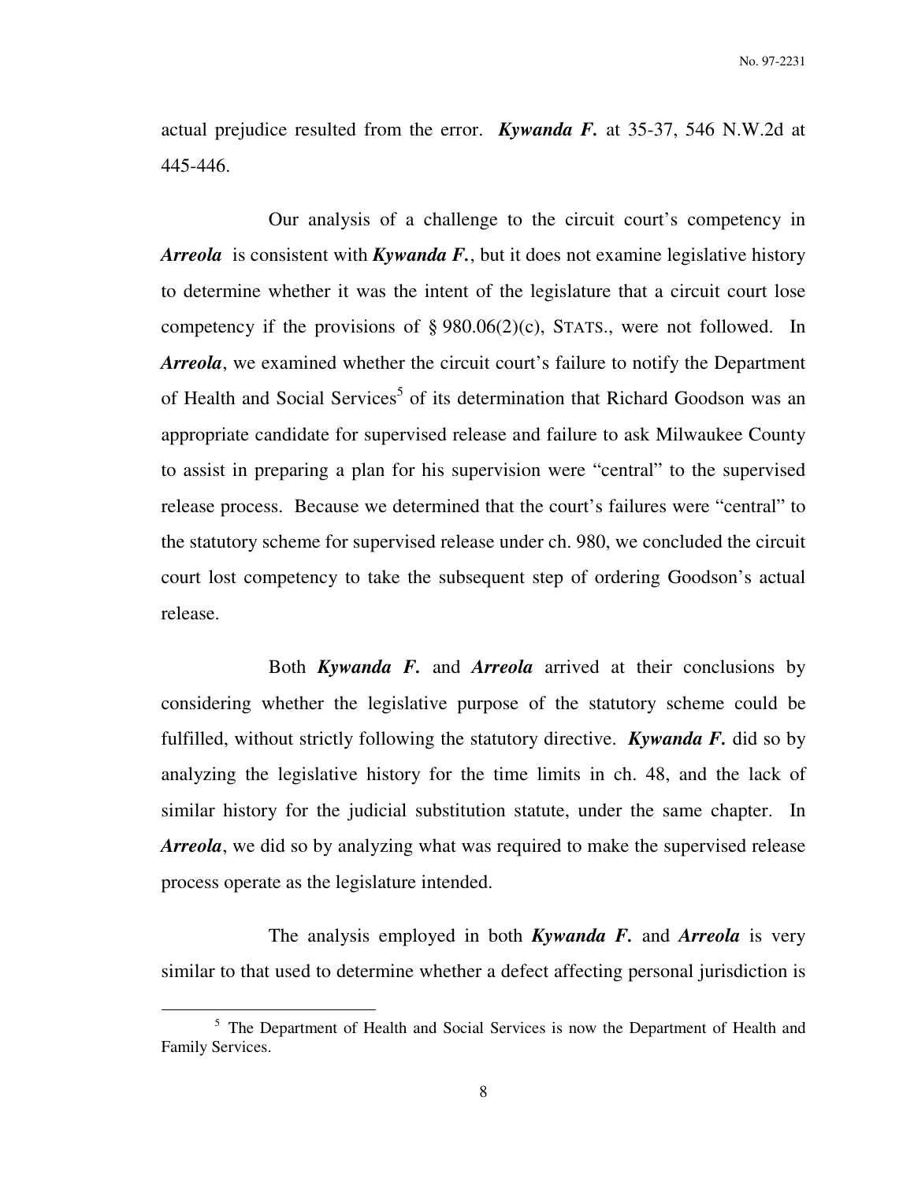actual prejudice resulted from the error. ***Kywanda F.*** at 35-37, 546 N.W.2d at 445-446.

Our analysis of a challenge to the circuit court's competency in ***Arreola*** is consistent with ***Kywanda F.***, but it does not examine legislative history to determine whether it was the intent of the legislature that a circuit court lose competency if the provisions of § 980.06(2)(c), STATS., were not followed. In ***Arreola***, we examined whether the circuit court's failure to notify the Department of Health and Social Services[5] of its determination that Richard Goodson was an appropriate candidate for supervised release and failure to ask Milwaukee County to assist in preparing a plan for his supervision were "central" to the supervised release process. Because we determined that the court's failures were "central" to the statutory scheme for supervised release under ch. 980, we concluded the circuit court lost competency to take the subsequent step of ordering Goodson's actual release.

Both ***Kywanda F.*** and ***Arreola*** arrived at their conclusions by considering whether the legislative purpose of the statutory scheme could be fulfilled, without strictly following the statutory directive. ***Kywanda F.*** did so by analyzing the legislative history for the time limits in ch. 48, and the lack of similar history for the judicial substitution statute, under the same chapter. In ***Arreola***, we did so by analyzing what was required to make the supervised release process operate as the legislature intended.

The analysis employed in both ***Kywanda F.*** and ***Arreola*** is very similar to that used to determine whether a defect affecting personal jurisdiction is

[5] The Department of Health and Social Services is now the Department of Health and Family Services.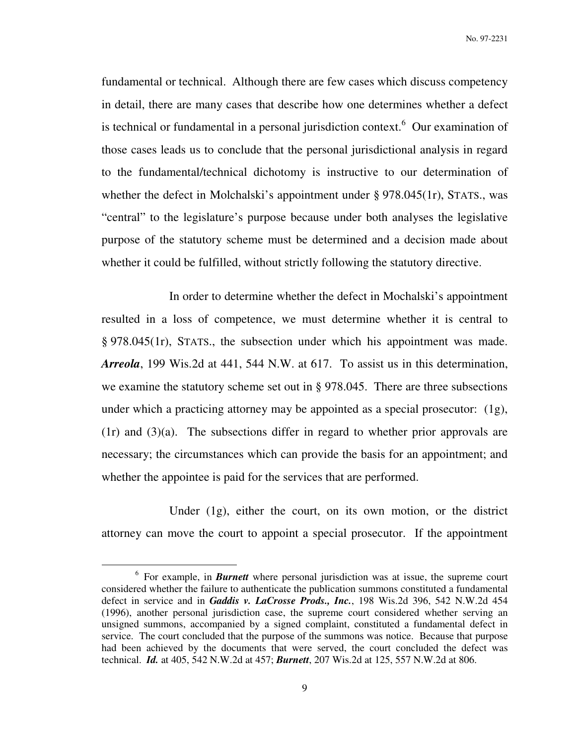fundamental or technical. Although there are few cases which discuss competency in detail, there are many cases that describe how one determines whether a defect is technical or fundamental in a personal jurisdiction context.[6] Our examination of those cases leads us to conclude that the personal jurisdictional analysis in regard to the fundamental/technical dichotomy is instructive to our determination of whether the defect in Molchalski's appointment under § 978.045(1r), STATS., was "central" to the legislature's purpose because under both analyses the legislative purpose of the statutory scheme must be determined and a decision made about whether it could be fulfilled, without strictly following the statutory directive.

In order to determine whether the defect in Mochalski's appointment resulted in a loss of competence, we must determine whether it is central to § 978.045(1r), STATS., the subsection under which his appointment was made. ***Arreola***, 199 Wis.2d at 441, 544 N.W. at 617. To assist us in this determination, we examine the statutory scheme set out in § 978.045. There are three subsections under which a practicing attorney may be appointed as a special prosecutor: (1g), (1r) and (3)(a). The subsections differ in regard to whether prior approvals are necessary; the circumstances which can provide the basis for an appointment; and whether the appointee is paid for the services that are performed.

Under (1g), either the court, on its own motion, or the district attorney can move the court to appoint a special prosecutor. If the appointment

[6] For example, in ***Burnett*** where personal jurisdiction was at issue, the supreme court considered whether the failure to authenticate the publication summons constituted a fundamental defect in service and in ***Gaddis v. LaCrosse Prods., Inc.***, 198 Wis.2d 396, 542 N.W.2d 454 (1996), another personal jurisdiction case, the supreme court considered whether serving an unsigned summons, accompanied by a signed complaint, constituted a fundamental defect in service. The court concluded that the purpose of the summons was notice. Because that purpose had been achieved by the documents that were served, the court concluded the defect was technical. ***Id.*** at 405, 542 N.W.2d at 457; ***Burnett***, 207 Wis.2d at 125, 557 N.W.2d at 806.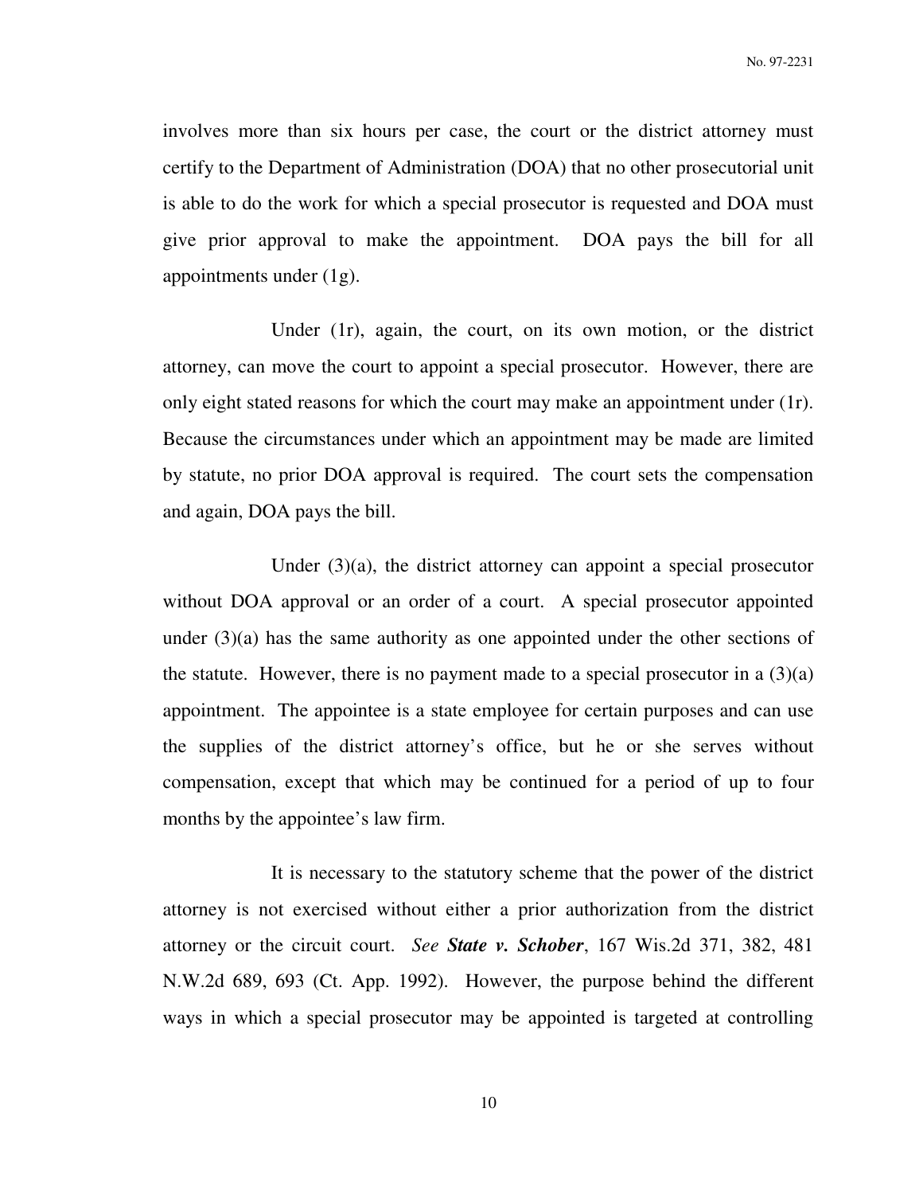involves more than six hours per case, the court or the district attorney must certify to the Department of Administration (DOA) that no other prosecutorial unit is able to do the work for which a special prosecutor is requested and DOA must give prior approval to make the appointment. DOA pays the bill for all appointments under (1g).

Under (1r), again, the court, on its own motion, or the district attorney, can move the court to appoint a special prosecutor. However, there are only eight stated reasons for which the court may make an appointment under (1r). Because the circumstances under which an appointment may be made are limited by statute, no prior DOA approval is required. The court sets the compensation and again, DOA pays the bill.

Under (3)(a), the district attorney can appoint a special prosecutor without DOA approval or an order of a court. A special prosecutor appointed under (3)(a) has the same authority as one appointed under the other sections of the statute. However, there is no payment made to a special prosecutor in a (3)(a) appointment. The appointee is a state employee for certain purposes and can use the supplies of the district attorney's office, but he or she serves without compensation, except that which may be continued for a period of up to four months by the appointee's law firm.

It is necessary to the statutory scheme that the power of the district attorney is not exercised without either a prior authorization from the district attorney or the circuit court. *See* ***State v. Schober***, 167 Wis.2d 371, 382, 481 N.W.2d 689, 693 (Ct. App. 1992). However, the purpose behind the different ways in which a special prosecutor may be appointed is targeted at controlling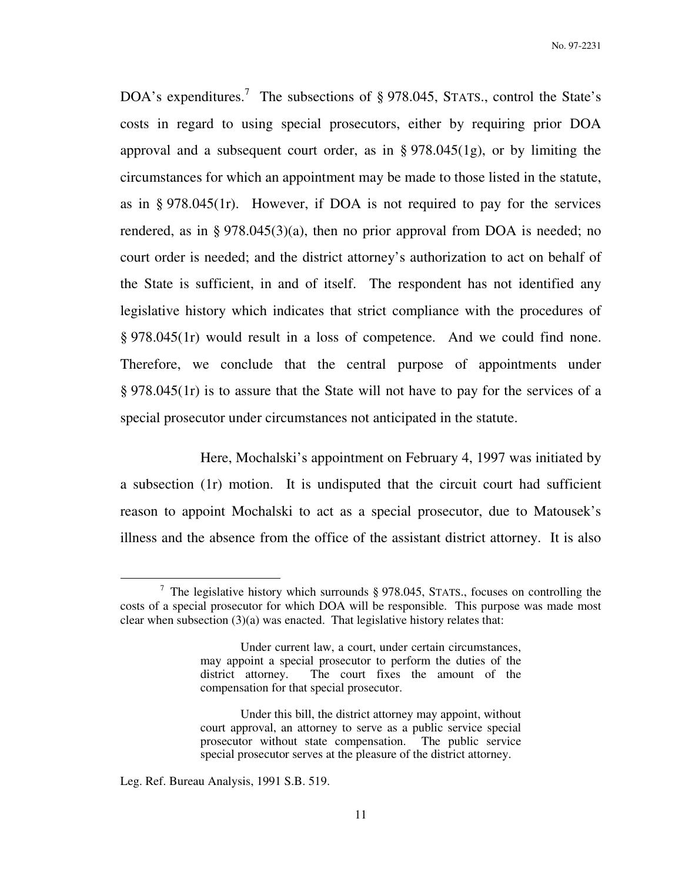DOA's expenditures.[7] The subsections of § 978.045, STATS., control the State's costs in regard to using special prosecutors, either by requiring prior DOA approval and a subsequent court order, as in § 978.045(1g), or by limiting the circumstances for which an appointment may be made to those listed in the statute, as in § 978.045(1r). However, if DOA is not required to pay for the services rendered, as in § 978.045(3)(a), then no prior approval from DOA is needed; no court order is needed; and the district attorney's authorization to act on behalf of the State is sufficient, in and of itself. The respondent has not identified any legislative history which indicates that strict compliance with the procedures of § 978.045(1r) would result in a loss of competence. And we could find none. Therefore, we conclude that the central purpose of appointments under § 978.045(1r) is to assure that the State will not have to pay for the services of a special prosecutor under circumstances not anticipated in the statute.

Here, Mochalski's appointment on February 4, 1997 was initiated by a subsection (1r) motion. It is undisputed that the circuit court had sufficient reason to appoint Mochalski to act as a special prosecutor, due to Matousek's illness and the absence from the office of the assistant district attorney. It is also

---

[7] The legislative history which surrounds § 978.045, STATS., focuses on controlling the costs of a special prosecutor for which DOA will be responsible. This purpose was made most clear when subsection (3)(a) was enacted. That legislative history relates that:

> Under current law, a court, under certain circumstances, may appoint a special prosecutor to perform the duties of the district attorney. The court fixes the amount of the compensation for that special prosecutor.
>
> Under this bill, the district attorney may appoint, without court approval, an attorney to serve as a public service special prosecutor without state compensation. The public service special prosecutor serves at the pleasure of the district attorney.

Leg. Ref. Bureau Analysis, 1991 S.B. 519.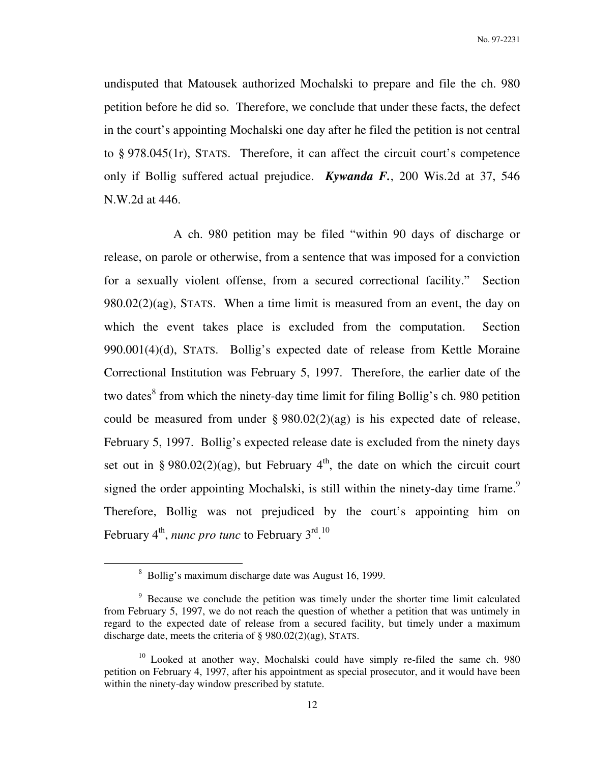undisputed that Matousek authorized Mochalski to prepare and file the ch. 980 petition before he did so. Therefore, we conclude that under these facts, the defect in the court's appointing Mochalski one day after he filed the petition is not central to § 978.045(1r), STATS. Therefore, it can affect the circuit court's competence only if Bollig suffered actual prejudice. ***Kywanda F.***, 200 Wis.2d at 37, 546 N.W.2d at 446.

A ch. 980 petition may be filed "within 90 days of discharge or release, on parole or otherwise, from a sentence that was imposed for a conviction for a sexually violent offense, from a secured correctional facility." Section 980.02(2)(ag), STATS. When a time limit is measured from an event, the day on which the event takes place is excluded from the computation. Section 990.001(4)(d), STATS. Bollig's expected date of release from Kettle Moraine Correctional Institution was February 5, 1997. Therefore, the earlier date of the two dates[8] from which the ninety-day time limit for filing Bollig's ch. 980 petition could be measured from under § 980.02(2)(ag) is his expected date of release, February 5, 1997. Bollig's expected release date is excluded from the ninety days set out in § 980.02(2)(ag), but February 4th, the date on which the circuit court signed the order appointing Mochalski, is still within the ninety-day time frame.[9] Therefore, Bollig was not prejudiced by the court's appointing him on February 4th, *nunc pro tunc* to February 3rd.[10]

---

[8] Bollig's maximum discharge date was August 16, 1999.

[9] Because we conclude the petition was timely under the shorter time limit calculated from February 5, 1997, we do not reach the question of whether a petition that was untimely in regard to the expected date of release from a secured facility, but timely under a maximum discharge date, meets the criteria of § 980.02(2)(ag), STATS.

[10] Looked at another way, Mochalski could have simply re-filed the same ch. 980 petition on February 4, 1997, after his appointment as special prosecutor, and it would have been within the ninety-day window prescribed by statute.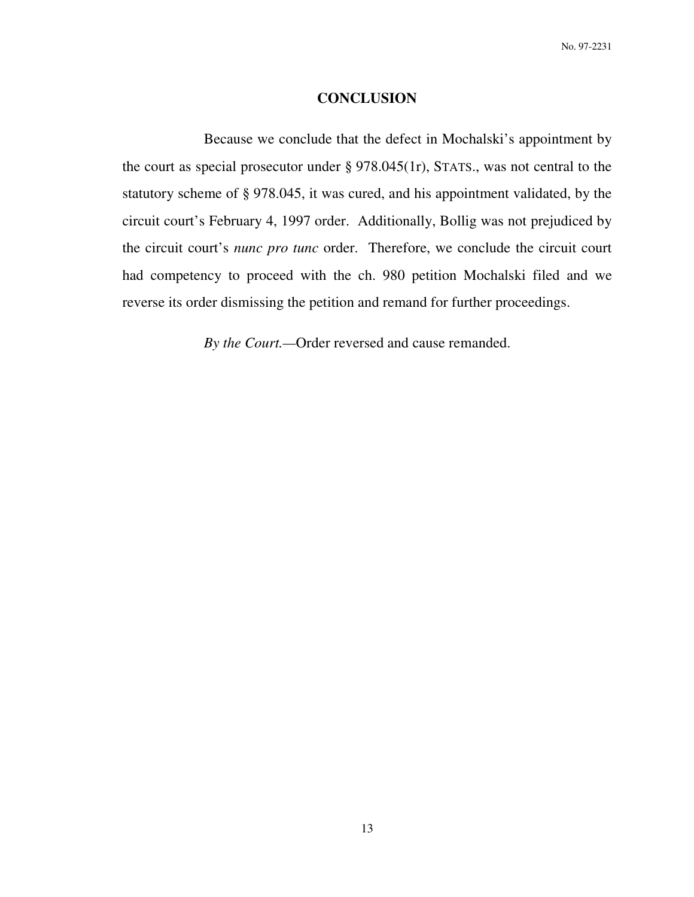## CONCLUSION

Because we conclude that the defect in Mochalski's appointment by the court as special prosecutor under § 978.045(1r), STATS., was not central to the statutory scheme of § 978.045, it was cured, and his appointment validated, by the circuit court's February 4, 1997 order. Additionally, Bollig was not prejudiced by the circuit court's *nunc pro tunc* order. Therefore, we conclude the circuit court had competency to proceed with the ch. 980 petition Mochalski filed and we reverse its order dismissing the petition and remand for further proceedings.

*By the Court.*—Order reversed and cause remanded.